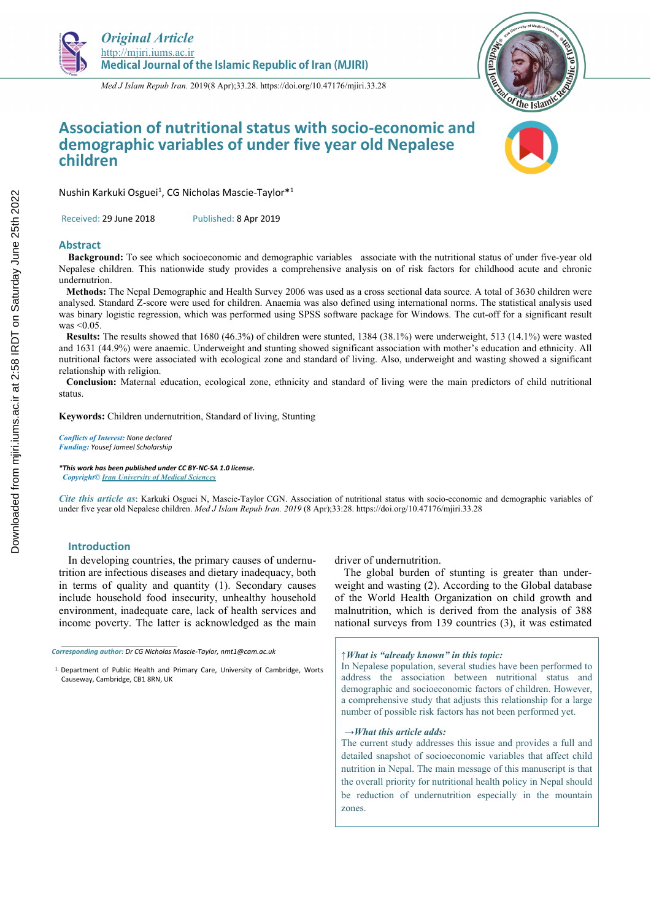Original Article
http://mjiri.iums.ac.ir
Medical Journal of the Islamic Republic of Iran (MJIRI)

*Med J Islam Repub Iran.* 2019(8 Apr);33.28. https://doi.org/10.47176/mjiri.33.28

# Association of nutritional status with socio-economic and demographic variables of under five year old Nepalese children

Nushin Karkuki Osguei[1], CG Nicholas Mascie-Taylor*[1]

Received: 29 June 2018 Published: 8 Apr 2019

## Abstract

**Background:** To see which socioeconomic and demographic variables associate with the nutritional status of under five-year old Nepalese children. This nationwide study provides a comprehensive analysis on of risk factors for childhood acute and chronic undernutrition.

**Methods:** The Nepal Demographic and Health Survey 2006 was used as a cross sectional data source. A total of 3630 children were analysed. Standard Z-score were used for children. Anaemia was also defined using international norms. The statistical analysis used was binary logistic regression, which was performed using SPSS software package for Windows. The cut-off for a significant result was <0.05.

**Results:** The results showed that 1680 (46.3%) of children were stunted, 1384 (38.1%) were underweight, 513 (14.1%) were wasted and 1631 (44.9%) were anaemic. Underweight and stunting showed significant association with mother's education and ethnicity. All nutritional factors were associated with ecological zone and standard of living. Also, underweight and wasting showed a significant relationship with religion.

**Conclusion:** Maternal education, ecological zone, ethnicity and standard of living were the main predictors of child nutritional status.

**Keywords:** Children undernutrition, Standard of living, Stunting

*Conflicts of Interest:* None declared
*Funding:* Yousef Jameel Scholarship

***This work has been published under CC BY-NC-SA 1.0 license.**
*Copyright© Iran University of Medical Sciences*

*Cite this article as*: Karkuki Osguei N, Mascie-Taylor CGN. Association of nutritional status with socio-economic and demographic variables of under five year old Nepalese children. *Med J Islam Repub Iran. 2019* (8 Apr);33:28. https://doi.org/10.47176/mjiri.33.28

## Introduction

In developing countries, the primary causes of undernutrition are infectious diseases and dietary inadequacy, both in terms of quality and quantity (1). Secondary causes include household food insecurity, unhealthy household environment, inadequate care, lack of health services and income poverty. The latter is acknowledged as the main driver of undernutrition.

The global burden of stunting is greater than underweight and wasting (2). According to the Global database of the World Health Organization on child growth and malnutrition, which is derived from the analysis of 388 national surveys from 139 countries (3), it was estimated

*Corresponding author: Dr CG Nicholas Mascie-Taylor, nmt1@cam.ac.uk*

[1] Department of Public Health and Primary Care, University of Cambridge, Worts Causeway, Cambridge, CB1 8RN, UK

***↑What is "already known" in this topic:***
In Nepalese population, several studies have been performed to address the association between nutritional status and demographic and socioeconomic factors of children. However, a comprehensive study that adjusts this relationship for a large number of possible risk factors has not been performed yet.

***→What this article adds:***
The current study addresses this issue and provides a full and detailed snapshot of socioeconomic variables that affect child nutrition in Nepal. The main message of this manuscript is that the overall priority for nutritional health policy in Nepal should be reduction of undernutrition especially in the mountain zones.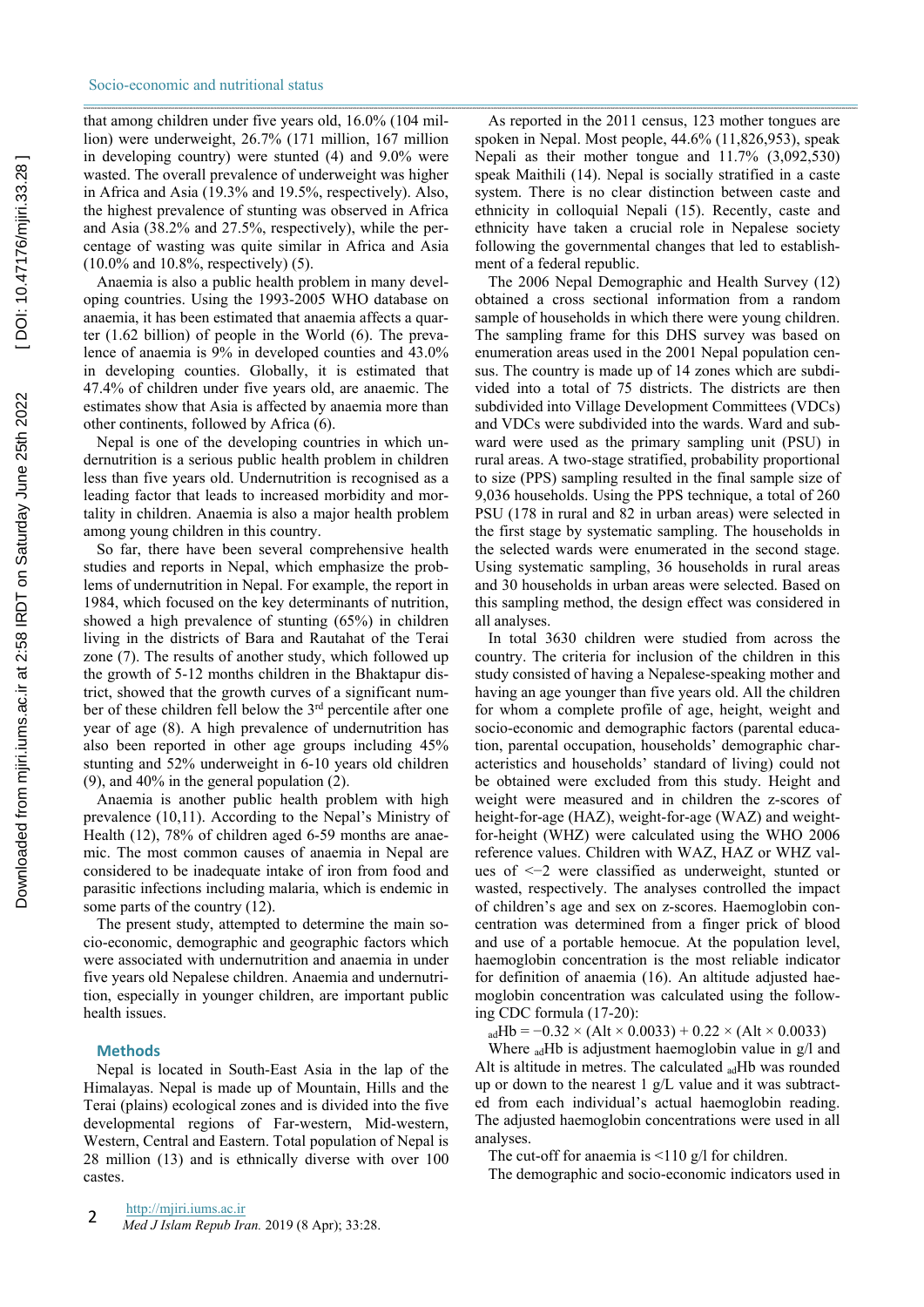that among children under five years old, 16.0% (104 million) were underweight, 26.7% (171 million, 167 million in developing country) were stunted (4) and 9.0% were wasted. The overall prevalence of underweight was higher in Africa and Asia (19.3% and 19.5%, respectively). Also, the highest prevalence of stunting was observed in Africa and Asia (38.2% and 27.5%, respectively), while the percentage of wasting was quite similar in Africa and Asia (10.0% and 10.8%, respectively) (5).

Anaemia is also a public health problem in many developing countries. Using the 1993-2005 WHO database on anaemia, it has been estimated that anaemia affects a quarter (1.62 billion) of people in the World (6). The prevalence of anaemia is 9% in developed counties and 43.0% in developing counties. Globally, it is estimated that 47.4% of children under five years old, are anaemic. The estimates show that Asia is affected by anaemia more than other continents, followed by Africa (6).

Nepal is one of the developing countries in which undernutrition is a serious public health problem in children less than five years old. Undernutrition is recognised as a leading factor that leads to increased morbidity and mortality in children. Anaemia is also a major health problem among young children in this country.

So far, there have been several comprehensive health studies and reports in Nepal, which emphasize the problems of undernutrition in Nepal. For example, the report in 1984, which focused on the key determinants of nutrition, showed a high prevalence of stunting (65%) in children living in the districts of Bara and Rautahat of the Terai zone (7). The results of another study, which followed up the growth of 5-12 months children in the Bhaktapur district, showed that the growth curves of a significant number of these children fell below the 3rd percentile after one year of age (8). A high prevalence of undernutrition has also been reported in other age groups including 45% stunting and 52% underweight in 6-10 years old children (9), and 40% in the general population (2).

Anaemia is another public health problem with high prevalence (10,11). According to the Nepal's Ministry of Health (12), 78% of children aged 6-59 months are anaemic. The most common causes of anaemia in Nepal are considered to be inadequate intake of iron from food and parasitic infections including malaria, which is endemic in some parts of the country (12).

The present study, attempted to determine the main socio-economic, demographic and geographic factors which were associated with undernutrition and anaemia in under five years old Nepalese children. Anaemia and undernutrition, especially in younger children, are important public health issues.

## Methods

Nepal is located in South-East Asia in the lap of the Himalayas. Nepal is made up of Mountain, Hills and the Terai (plains) ecological zones and is divided into the five developmental regions of Far-western, Mid-western, Western, Central and Eastern. Total population of Nepal is 28 million (13) and is ethnically diverse with over 100 castes.

As reported in the 2011 census, 123 mother tongues are spoken in Nepal. Most people, 44.6% (11,826,953), speak Nepali as their mother tongue and 11.7% (3,092,530) speak Maithili (14). Nepal is socially stratified in a caste system. There is no clear distinction between caste and ethnicity in colloquial Nepali (15). Recently, caste and ethnicity have taken a crucial role in Nepalese society following the governmental changes that led to establishment of a federal republic.

The 2006 Nepal Demographic and Health Survey (12) obtained a cross sectional information from a random sample of households in which there were young children. The sampling frame for this DHS survey was based on enumeration areas used in the 2001 Nepal population census. The country is made up of 14 zones which are subdivided into a total of 75 districts. The districts are then subdivided into Village Development Committees (VDCs) and VDCs were subdivided into the wards. Ward and subward were used as the primary sampling unit (PSU) in rural areas. A two-stage stratified, probability proportional to size (PPS) sampling resulted in the final sample size of 9,036 households. Using the PPS technique, a total of 260 PSU (178 in rural and 82 in urban areas) were selected in the first stage by systematic sampling. The households in the selected wards were enumerated in the second stage. Using systematic sampling, 36 households in rural areas and 30 households in urban areas were selected. Based on this sampling method, the design effect was considered in all analyses.

In total 3630 children were studied from across the country. The criteria for inclusion of the children in this study consisted of having a Nepalese-speaking mother and having an age younger than five years old. All the children for whom a complete profile of age, height, weight and socio-economic and demographic factors (parental education, parental occupation, households' demographic characteristics and households' standard of living) could not be obtained were excluded from this study. Height and weight were measured and in children the z-scores of height-for-age (HAZ), weight-for-age (WAZ) and weight-for-height (WHZ) were calculated using the WHO 2006 reference values. Children with WAZ, HAZ or WHZ values of <−2 were classified as underweight, stunted or wasted, respectively. The analyses controlled the impact of children's age and sex on z-scores. Haemoglobin concentration was determined from a finger prick of blood and use of a portable hemocue. At the population level, haemoglobin concentration is the most reliable indicator for definition of anaemia (16). An altitude adjusted haemoglobin concentration was calculated using the following CDC formula (17-20):

$$_{ad}Hb = -0.32 \times (Alt \times 0.0033) + 0.22 \times (Alt \times 0.0033)$$

Where $_{ad}Hb$ is adjustment haemoglobin value in g/l and Alt is altitude in metres. The calculated $_{ad}Hb$ was rounded up or down to the nearest 1 g/L value and it was subtracted from each individual's actual haemoglobin reading. The adjusted haemoglobin concentrations were used in all analyses.

The cut-off for anaemia is <110 g/l for children.

The demographic and socio-economic indicators used in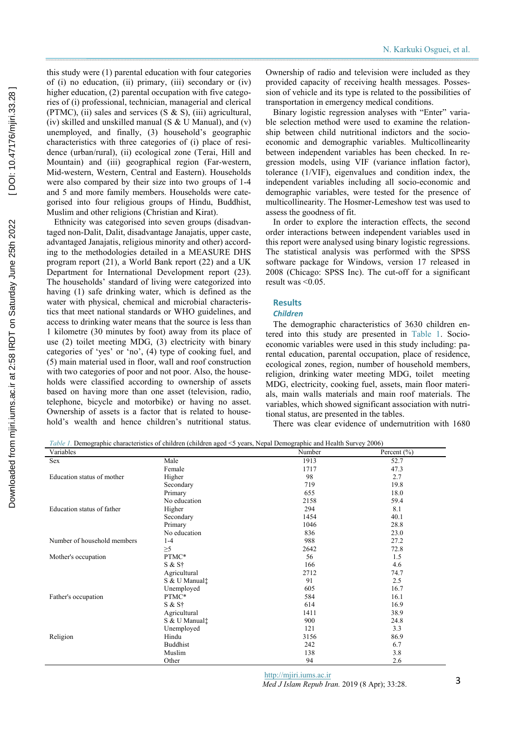this study were (1) parental education with four categories of (i) no education, (ii) primary, (iii) secondary or (iv) higher education, (2) parental occupation with five categories of (i) professional, technician, managerial and clerical (PTMC), (ii) sales and services (S & S), (iii) agricultural, (iv) skilled and unskilled manual (S & U Manual), and (v) unemployed, and finally, (3) household's geographic characteristics with three categories of (i) place of residence (urban/rural), (ii) ecological zone (Terai, Hill and Mountain) and (iii) geographical region (Far-western, Mid-western, Western, Central and Eastern). Households were also compared by their size into two groups of 1-4 and 5 and more family members. Households were categorised into four religious groups of Hindu, Buddhist, Muslim and other religions (Christian and Kirat).

Ethnicity was categorised into seven groups (disadvantaged non-Dalit, Dalit, disadvantage Janajatis, upper caste, advantaged Janajatis, religious minority and other) according to the methodologies detailed in a MEASURE DHS program report (21), a World Bank report (22) and a UK Department for International Development report (23). The households' standard of living were categorized into having (1) safe drinking water, which is defined as the water with physical, chemical and microbial characteristics that meet national standards or WHO guidelines, and access to drinking water means that the source is less than 1 kilometre (30 minutes by foot) away from its place of use (2) toilet meeting MDG, (3) electricity with binary categories of 'yes' or 'no', (4) type of cooking fuel, and (5) main material used in floor, wall and roof construction with two categories of poor and not poor. Also, the households were classified according to ownership of assets based on having more than one asset (television, radio, telephone, bicycle and motorbike) or having no asset. Ownership of assets is a factor that is related to household's wealth and hence children's nutritional status. Ownership of radio and television were included as they provided capacity of receiving health messages. Possession of vehicle and its type is related to the possibilities of transportation in emergency medical conditions.

Binary logistic regression analyses with "Enter" variable selection method were used to examine the relationship between child nutritional indictors and the socio-economic and demographic variables. Multicollinearity between independent variables has been checked. In regression models, using VIF (variance inflation factor), tolerance (1/VIF), eigenvalues and condition index, the independent variables including all socio-economic and demographic variables, were tested for the presence of multicollinearity. The Hosmer-Lemeshow test was used to assess the goodness of fit.

In order to explore the interaction effects, the second order interactions between independent variables used in this report were analysed using binary logistic regressions. The statistical analysis was performed with the SPSS software package for Windows, version 17 released in 2008 (Chicago: SPSS Inc). The cut-off for a significant result was <0.05.

## Results

### *Children*

The demographic characteristics of 3630 children entered into this study are presented in Table 1. Socio-economic variables were used in this study including: parental education, parental occupation, place of residence, ecological zones, region, number of household members, religion, drinking water meeting MDG, toilet meeting MDG, electricity, cooking fuel, assets, main floor materials, main walls materials and main roof materials. The variables, which showed significant association with nutritional status, are presented in the tables.

There was clear evidence of undernutrition with 1680

*Table 1.* Demographic characteristics of children (children aged <5 years, Nepal Demographic and Health Survey 2006)

| Variables | | Number | Percent (%) |
|---|---|---|---|
| Sex | Male | 1913 | 52.7 |
| | Female | 1717 | 47.3 |
| Education status of mother | Higher | 98 | 2.7 |
| | Secondary | 719 | 19.8 |
| | Primary | 655 | 18.0 |
| | No education | 2158 | 59.4 |
| Education status of father | Higher | 294 | 8.1 |
| | Secondary | 1454 | 40.1 |
| | Primary | 1046 | 28.8 |
| | No education | 836 | 23.0 |
| Number of household members | 1-4 | 988 | 27.2 |
| | ≥5 | 2642 | 72.8 |
| Mother's occupation | PTMC* | 56 | 1.5 |
| | S & S† | 166 | 4.6 |
| | Agricultural | 2712 | 74.7 |
| | S & U Manual‡ | 91 | 2.5 |
| | Unemployed | 605 | 16.7 |
| Father's occupation | PTMC* | 584 | 16.1 |
| | S & S† | 614 | 16.9 |
| | Agricultural | 1411 | 38.9 |
| | S & U Manual‡ | 900 | 24.8 |
| | Unemployed | 121 | 3.3 |
| Religion | Hindu | 3156 | 86.9 |
| | Buddhist | 242 | 6.7 |
| | Muslim | 138 | 3.8 |
| | Other | 94 | 2.6 |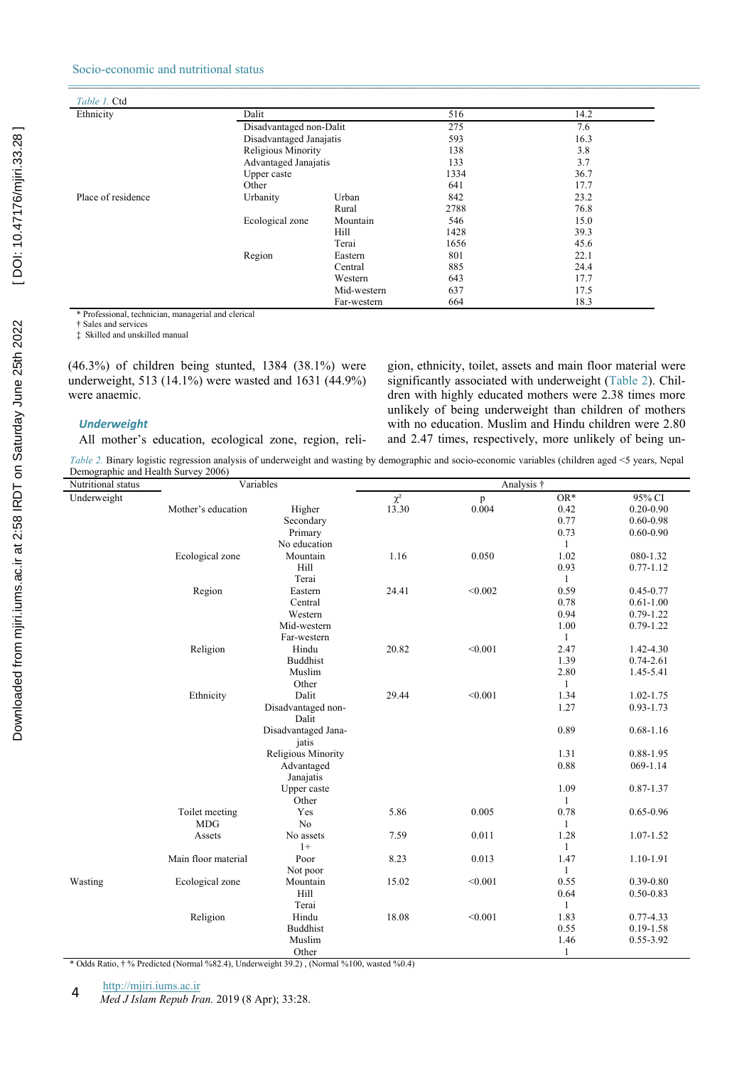*Table 1.* Ctd

| | | | | |
|---|---|---|---|---|
| Ethnicity | Dalit | | 516 | 14.2 |
| | Disadvantaged non-Dalit | | 275 | 7.6 |
| | Disadvantaged Janajatis | | 593 | 16.3 |
| | Religious Minority | | 138 | 3.8 |
| | Advantaged Janajatis | | 133 | 3.7 |
| | Upper caste | | 1334 | 36.7 |
| | Other | | 641 | 17.7 |
| Place of residence | Urbanity | Urban | 842 | 23.2 |
| | | Rural | 2788 | 76.8 |
| | Ecological zone | Mountain | 546 | 15.0 |
| | | Hill | 1428 | 39.3 |
| | | Terai | 1656 | 45.6 |
| | Region | Eastern | 801 | 22.1 |
| | | Central | 885 | 24.4 |
| | | Western | 643 | 17.7 |
| | | Mid-western | 637 | 17.5 |
| | | Far-western | 664 | 18.3 |

\* Professional, technician, managerial and clerical
† Sales and services
‡ Skilled and unskilled manual

(46.3%) of children being stunted, 1384 (38.1%) were underweight, 513 (14.1%) were wasted and 1631 (44.9%) were anaemic.

### Underweight

All mother's education, ecological zone, region, religion, ethnicity, toilet, assets and main floor material were significantly associated with underweight (Table 2). Children with highly educated mothers were 2.38 times more unlikely of being underweight than children of mothers with no education. Muslim and Hindu children were 2.80 and 2.47 times, respectively, more unlikely of being un-

*Table 2.* Binary logistic regression analysis of underweight and wasting by demographic and socio-economic variables (children aged <5 years, Nepal Demographic and Health Survey 2006)

| Nutritional status | Variables | | Analysis † | | | |
|---|---|---|---|---|---|---|
| | | | $\chi^2$ | p | OR* | 95% CI |
| Underweight | Mother's education | Higher | 13.30 | 0.004 | 0.42 | 0.20-0.90 |
| | | Secondary | | | 0.77 | 0.60-0.98 |
| | | Primary | | | 0.73 | 0.60-0.90 |
| | | No education | | | 1 | |
| | Ecological zone | Mountain | 1.16 | 0.050 | 1.02 | 080-1.32 |
| | | Hill | | | 0.93 | 0.77-1.12 |
| | | Terai | | | 1 | |
| | Region | Eastern | 24.41 | <0.002 | 0.59 | 0.45-0.77 |
| | | Central | | | 0.78 | 0.61-1.00 |
| | | Western | | | 0.94 | 0.79-1.22 |
| | | Mid-western | | | 1.00 | 0.79-1.22 |
| | | Far-western | | | 1 | |
| | Religion | Hindu | 20.82 | <0.001 | 2.47 | 1.42-4.30 |
| | | Buddhist | | | 1.39 | 0.74-2.61 |
| | | Muslim | | | 2.80 | 1.45-5.41 |
| | | Other | | | 1 | |
| | Ethnicity | Dalit | 29.44 | <0.001 | 1.34 | 1.02-1.75 |
| | | Disadvantaged non-Dalit | | | 1.27 | 0.93-1.73 |
| | | Disadvantaged Janajatis | | | 0.89 | 0.68-1.16 |
| | | Religious Minority | | | 1.31 | 0.88-1.95 |
| | | Advantaged Janajatis | | | 0.88 | 069-1.14 |
| | | Upper caste | | | 1.09 | 0.87-1.37 |
| | | Other | | | 1 | |
| | Toilet meeting MDG | Yes | 5.86 | 0.005 | 0.78 | 0.65-0.96 |
| | | No | | | 1 | |
| | Assets | No assets | 7.59 | 0.011 | 1.28 | 1.07-1.52 |
| | | 1+ | | | 1 | |
| | Main floor material | Poor | 8.23 | 0.013 | 1.47 | 1.10-1.91 |
| | | Not poor | | | 1 | |
| Wasting | Ecological zone | Mountain | 15.02 | <0.001 | 0.55 | 0.39-0.80 |
| | | Hill | | | 0.64 | 0.50-0.83 |
| | | Terai | | | 1 | |
| | Religion | Hindu | 18.08 | <0.001 | 1.83 | 0.77-4.33 |
| | | Buddhist | | | 0.55 | 0.19-1.58 |
| | | Muslim | | | 1.46 | 0.55-3.92 |
| | | Other | | | 1 | |

\* Odds Ratio, † % Predicted (Normal %82.4), Underweight 39.2) , (Normal %100, wasted %0.4)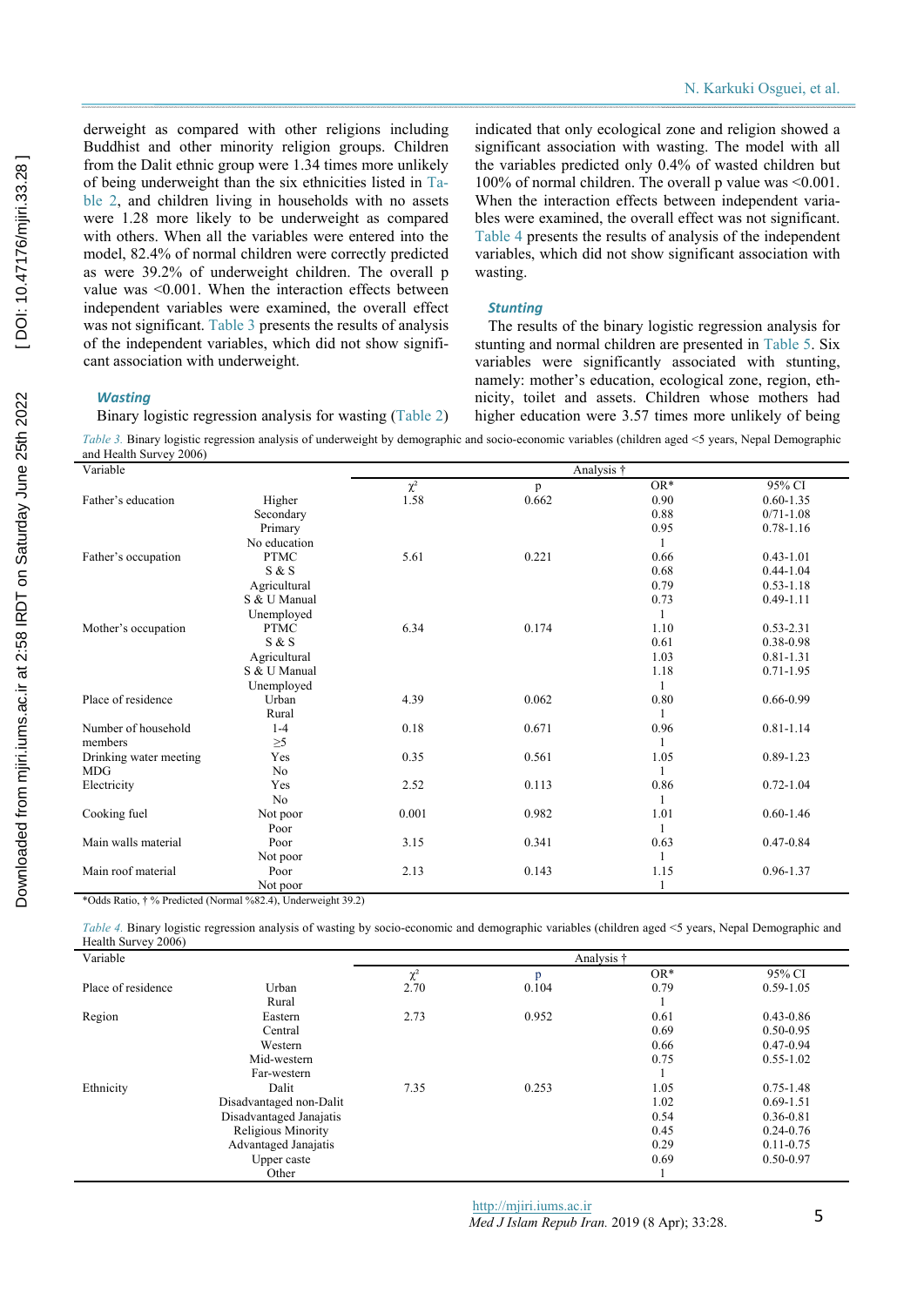derweight as compared with other religions including Buddhist and other minority religion groups. Children from the Dalit ethnic group were 1.34 times more unlikely of being underweight than the six ethnicities listed in Table 2, and children living in households with no assets were 1.28 more likely to be underweight as compared with others. When all the variables were entered into the model, 82.4% of normal children were correctly predicted as were 39.2% of underweight children. The overall p value was <0.001. When the interaction effects between independent variables were examined, the overall effect was not significant. Table 3 presents the results of analysis of the independent variables, which did not show significant association with underweight.

### *Wasting*

Binary logistic regression analysis for wasting (Table 2) indicated that only ecological zone and religion showed a significant association with wasting. The model with all the variables predicted only 0.4% of wasted children but 100% of normal children. The overall p value was <0.001. When the interaction effects between independent variables were examined, the overall effect was not significant. Table 4 presents the results of analysis of the independent variables, which did not show significant association with wasting.

### *Stunting*

The results of the binary logistic regression analysis for stunting and normal children are presented in Table 5. Six variables were significantly associated with stunting, namely: mother's education, ecological zone, region, ethnicity, toilet and assets. Children whose mothers had higher education were 3.57 times more unlikely of being

*Table 3.* Binary logistic regression analysis of underweight by demographic and socio-economic variables (children aged <5 years, Nepal Demographic and Health Survey 2006)

| Variable | | Analysis † | | | |
|---|---|---|---|---|---|
| | | $\chi^2$ | p | OR* | 95% CI |
| Father's education | Higher | 1.58 | 0.662 | 0.90 | 0.60-1.35 |
| | Secondary | | | 0.88 | 0/71-1.08 |
| | Primary | | | 0.95 | 0.78-1.16 |
| | No education | | | 1 | |
| Father's occupation | PTMC | 5.61 | 0.221 | 0.66 | 0.43-1.01 |
| | S & S | | | 0.68 | 0.44-1.04 |
| | Agricultural | | | 0.79 | 0.53-1.18 |
| | S & U Manual | | | 0.73 | 0.49-1.11 |
| | Unemployed | | | 1 | |
| Mother's occupation | PTMC | 6.34 | 0.174 | 1.10 | 0.53-2.31 |
| | S & S | | | 0.61 | 0.38-0.98 |
| | Agricultural | | | 1.03 | 0.81-1.31 |
| | S & U Manual | | | 1.18 | 0.71-1.95 |
| | Unemployed | | | 1 | |
| Place of residence | Urban | 4.39 | 0.062 | 0.80 | 0.66-0.99 |
| | Rural | | | 1 | |
| Number of household members | 1-4 | 0.18 | 0.671 | 0.96 | 0.81-1.14 |
| | ≥5 | | | 1 | |
| Drinking water meeting MDG | Yes | 0.35 | 0.561 | 1.05 | 0.89-1.23 |
| | No | | | 1 | |
| Electricity | Yes | 2.52 | 0.113 | 0.86 | 0.72-1.04 |
| | No | | | 1 | |
| Cooking fuel | Not poor | 0.001 | 0.982 | 1.01 | 0.60-1.46 |
| | Poor | | | 1 | |
| Main walls material | Poor | 3.15 | 0.341 | 0.63 | 0.47-0.84 |
| | Not poor | | | 1 | |
| Main roof material | Poor | 2.13 | 0.143 | 1.15 | 0.96-1.37 |
| | Not poor | | | 1 | |

*Odds Ratio, † % Predicted (Normal %82.4), Underweight 39.2)

*Table 4.* Binary logistic regression analysis of wasting by socio-economic and demographic variables (children aged <5 years, Nepal Demographic and Health Survey 2006)

| Variable | | Analysis † | | | |
|---|---|---|---|---|---|
| | | $\chi^2$ | p | OR* | 95% CI |
| Place of residence | Urban | 2.70 | 0.104 | 0.79 | 0.59-1.05 |
| | Rural | | | 1 | |
| Region | Eastern | 2.73 | 0.952 | 0.61 | 0.43-0.86 |
| | Central | | | 0.69 | 0.50-0.95 |
| | Western | | | 0.66 | 0.47-0.94 |
| | Mid-western | | | 0.75 | 0.55-1.02 |
| | Far-western | | | 1 | |
| Ethnicity | Dalit | 7.35 | 0.253 | 1.05 | 0.75-1.48 |
| | Disadvantaged non-Dalit | | | 1.02 | 0.69-1.51 |
| | Disadvantaged Janajatis | | | 0.54 | 0.36-0.81 |
| | Religious Minority | | | 0.45 | 0.24-0.76 |
| | Advantaged Janajatis | | | 0.29 | 0.11-0.75 |
| | Upper caste | | | 0.69 | 0.50-0.97 |
| | Other | | | 1 | |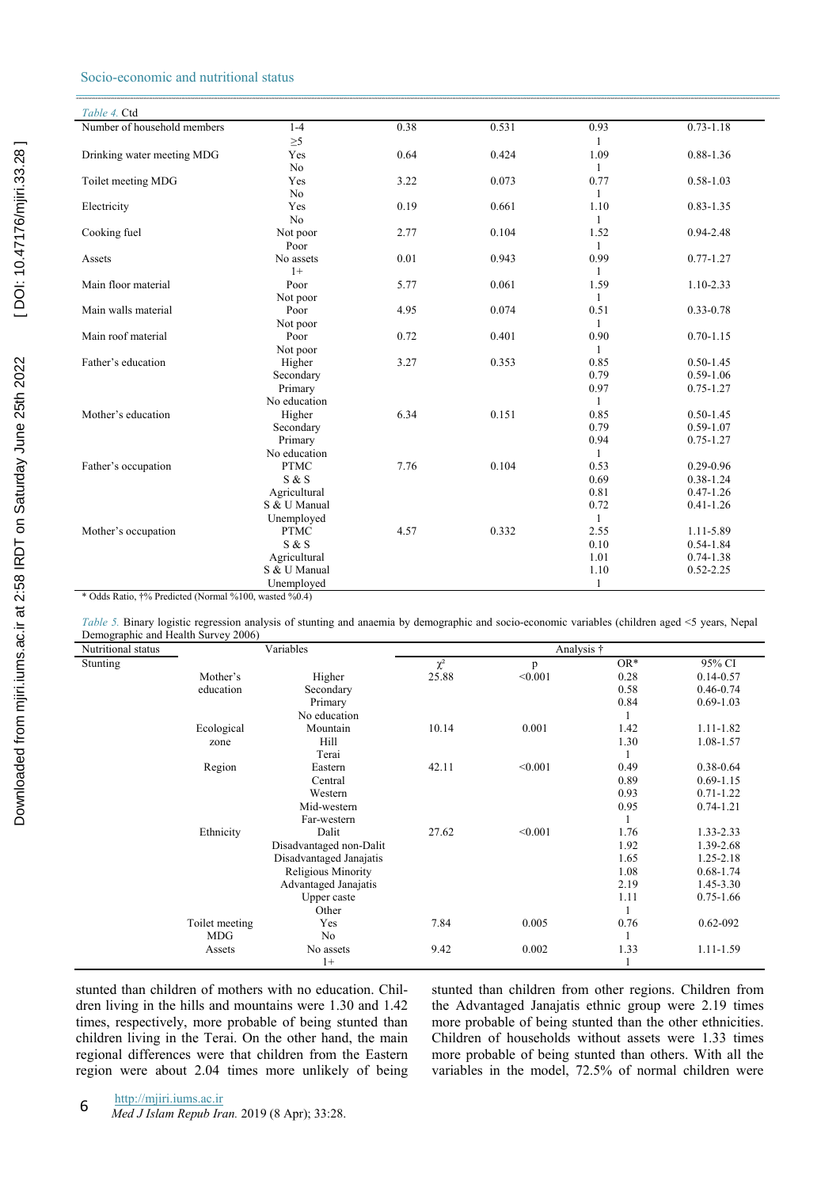Table 4. Ctd

| | | | | | |
|---|---|---|---|---|---|
| Number of household members | 1-4 | 0.38 | 0.531 | 0.93 | 0.73-1.18 |
| | ≥5 | | | 1 | |
| Drinking water meeting MDG | Yes | 0.64 | 0.424 | 1.09 | 0.88-1.36 |
| | No | | | 1 | |
| Toilet meeting MDG | Yes | 3.22 | 0.073 | 0.77 | 0.58-1.03 |
| | No | | | 1 | |
| Electricity | Yes | 0.19 | 0.661 | 1.10 | 0.83-1.35 |
| | No | | | 1 | |
| Cooking fuel | Not poor | 2.77 | 0.104 | 1.52 | 0.94-2.48 |
| | Poor | | | 1 | |
| Assets | No assets | 0.01 | 0.943 | 0.99 | 0.77-1.27 |
| | 1+ | | | 1 | |
| Main floor material | Poor | 5.77 | 0.061 | 1.59 | 1.10-2.33 |
| | Not poor | | | 1 | |
| Main walls material | Poor | 4.95 | 0.074 | 0.51 | 0.33-0.78 |
| | Not poor | | | 1 | |
| Main roof material | Poor | 0.72 | 0.401 | 0.90 | 0.70-1.15 |
| | Not poor | | | 1 | |
| Father's education | Higher | 3.27 | 0.353 | 0.85 | 0.50-1.45 |
| | Secondary | | | 0.79 | 0.59-1.06 |
| | Primary | | | 0.97 | 0.75-1.27 |
| | No education | | | 1 | |
| Mother's education | Higher | 6.34 | 0.151 | 0.85 | 0.50-1.45 |
| | Secondary | | | 0.79 | 0.59-1.07 |
| | Primary | | | 0.94 | 0.75-1.27 |
| | No education | | | 1 | |
| Father's occupation | PTMC | 7.76 | 0.104 | 0.53 | 0.29-0.96 |
| | S & S | | | 0.69 | 0.38-1.24 |
| | Agricultural | | | 0.81 | 0.47-1.26 |
| | S & U Manual | | | 0.72 | 0.41-1.26 |
| | Unemployed | | | 1 | |
| Mother's occupation | PTMC | 4.57 | 0.332 | 2.55 | 1.11-5.89 |
| | S & S | | | 0.10 | 0.54-1.84 |
| | Agricultural | | | 1.01 | 0.74-1.38 |
| | S & U Manual | | | 1.10 | 0.52-2.25 |
| | Unemployed | | | 1 | |

\* Odds Ratio, †% Predicted (Normal %100, wasted %0.4)

Table 5. Binary logistic regression analysis of stunting and anaemia by demographic and socio-economic variables (children aged <5 years, Nepal Demographic and Health Survey 2006)

| Nutritional status | Variables | | Analysis † | | | |
|---|---|---|---|---|---|---|
| | | | $\chi^2$ | p | OR* | 95% CI |
| Stunting | Mother's education | Higher | 25.88 | <0.001 | 0.28 | 0.14-0.57 |
| | | Secondary | | | 0.58 | 0.46-0.74 |
| | | Primary | | | 0.84 | 0.69-1.03 |
| | | No education | | | 1 | |
| | Ecological zone | Mountain | 10.14 | 0.001 | 1.42 | 1.11-1.82 |
| | | Hill | | | 1.30 | 1.08-1.57 |
| | | Terai | | | 1 | |
| | Region | Eastern | 42.11 | <0.001 | 0.49 | 0.38-0.64 |
| | | Central | | | 0.89 | 0.69-1.15 |
| | | Western | | | 0.93 | 0.71-1.22 |
| | | Mid-western | | | 0.95 | 0.74-1.21 |
| | | Far-western | | | 1 | |
| | Ethnicity | Dalit | 27.62 | <0.001 | 1.76 | 1.33-2.33 |
| | | Disadvantaged non-Dalit | | | 1.92 | 1.39-2.68 |
| | | Disadvantaged Janajatis | | | 1.65 | 1.25-2.18 |
| | | Religious Minority | | | 1.08 | 0.68-1.74 |
| | | Advantaged Janajatis | | | 2.19 | 1.45-3.30 |
| | | Upper caste | | | 1.11 | 0.75-1.66 |
| | | Other | | | 1 | |
| | Toilet meeting MDG | Yes | 7.84 | 0.005 | 0.76 | 0.62-092 |
| | | No | | | 1 | |
| | Assets | No assets | 9.42 | 0.002 | 1.33 | 1.11-1.59 |
| | | 1+ | | | 1 | |

stunted than children of mothers with no education. Children living in the hills and mountains were 1.30 and 1.42 times, respectively, more probable of being stunted than children living in the Terai. On the other hand, the main regional differences were that children from the Eastern region were about 2.04 times more unlikely of being stunted than children from other regions. Children from the Advantaged Janajatis ethnic group were 2.19 times more probable of being stunted than the other ethnicities. Children of households without assets were 1.33 times more probable of being stunted than others. With all the variables in the model, 72.5% of normal children were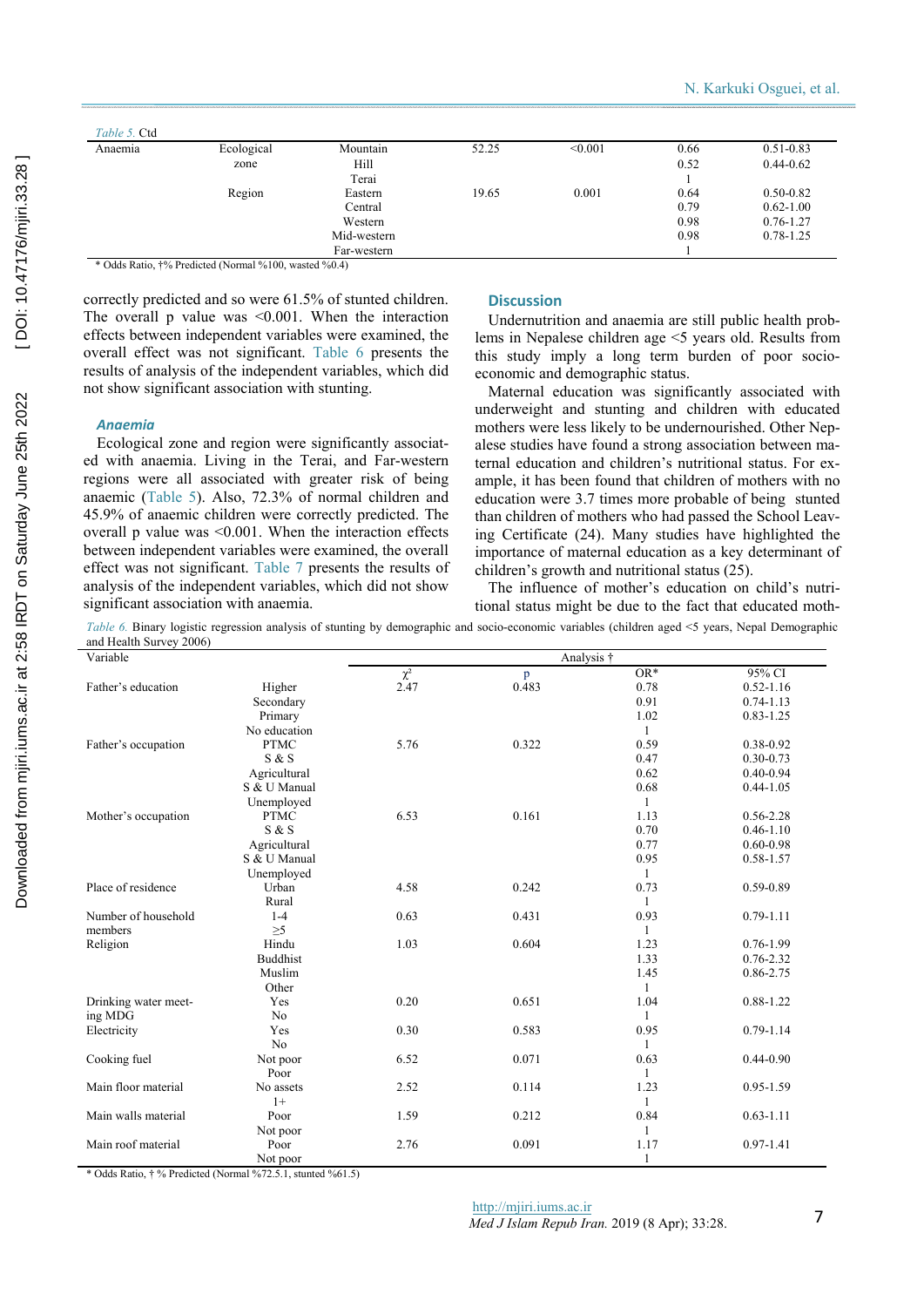*Table 5.* Ctd

| | | | | | | |
|---|---|---|---|---|---|---|
| Anaemia | Ecological zone | Mountain | 52.25 | <0.001 | 0.66 | 0.51-0.83 |
| | | Hill | | | 0.52 | 0.44-0.62 |
| | | Terai | | | 1 | |
| | Region | Eastern | 19.65 | 0.001 | 0.64 | 0.50-0.82 |
| | | Central | | | 0.79 | 0.62-1.00 |
| | | Western | | | 0.98 | 0.76-1.27 |
| | | Mid-western | | | 0.98 | 0.78-1.25 |
| | | Far-western | | | 1 | |

\* Odds Ratio, †% Predicted (Normal %100, wasted %0.4)

correctly predicted and so were 61.5% of stunted children. The overall p value was <0.001. When the interaction effects between independent variables were examined, the overall effect was not significant. Table 6 presents the results of analysis of the independent variables, which did not show significant association with stunting.

### *Anaemia*

Ecological zone and region were significantly associated with anaemia. Living in the Terai, and Far-western regions were all associated with greater risk of being anaemic (Table 5). Also, 72.3% of normal children and 45.9% of anaemic children were correctly predicted. The overall p value was <0.001. When the interaction effects between independent variables were examined, the overall effect was not significant. Table 7 presents the results of analysis of the independent variables, which did not show significant association with anaemia.

## Discussion

Undernutrition and anaemia are still public health problems in Nepalese children age <5 years old. Results from this study imply a long term burden of poor socio-economic and demographic status.

Maternal education was significantly associated with underweight and stunting and children with educated mothers were less likely to be undernourished. Other Nepalese studies have found a strong association between maternal education and children's nutritional status. For example, it has been found that children of mothers with no education were 3.7 times more probable of being stunted than children of mothers who had passed the School Leaving Certificate (24). Many studies have highlighted the importance of maternal education as a key determinant of children's growth and nutritional status (25).

The influence of mother's education on child's nutritional status might be due to the fact that educated moth-

*Table 6.* Binary logistic regression analysis of stunting by demographic and socio-economic variables (children aged <5 years, Nepal Demographic and Health Survey 2006)

| Variable | | Analysis † | | | |
|---|---|---|---|---|---|
| | | $\chi^2$ | p | OR* | 95% CI |
| Father's education | Higher | 2.47 | 0.483 | 0.78 | 0.52-1.16 |
| | Secondary | | | 0.91 | 0.74-1.13 |
| | Primary | | | 1.02 | 0.83-1.25 |
| | No education | | | 1 | |
| Father's occupation | PTMC | 5.76 | 0.322 | 0.59 | 0.38-0.92 |
| | S & S | | | 0.47 | 0.30-0.73 |
| | Agricultural | | | 0.62 | 0.40-0.94 |
| | S & U Manual | | | 0.68 | 0.44-1.05 |
| | Unemployed | | | 1 | |
| Mother's occupation | PTMC | 6.53 | 0.161 | 1.13 | 0.56-2.28 |
| | S & S | | | 0.70 | 0.46-1.10 |
| | Agricultural | | | 0.77 | 0.60-0.98 |
| | S & U Manual | | | 0.95 | 0.58-1.57 |
| | Unemployed | | | 1 | |
| Place of residence | Urban | 4.58 | 0.242 | 0.73 | 0.59-0.89 |
| | Rural | | | 1 | |
| Number of household members | 1-4 | 0.63 | 0.431 | 0.93 | 0.79-1.11 |
| | ≥5 | | | 1 | |
| Religion | Hindu | 1.03 | 0.604 | 1.23 | 0.76-1.99 |
| | Buddhist | | | 1.33 | 0.76-2.32 |
| | Muslim | | | 1.45 | 0.86-2.75 |
| | Other | | | 1 | |
| Drinking water meeting MDG | Yes | 0.20 | 0.651 | 1.04 | 0.88-1.22 |
| | No | | | 1 | |
| Electricity | Yes | 0.30 | 0.583 | 0.95 | 0.79-1.14 |
| | No | | | 1 | |
| Cooking fuel | Not poor | 6.52 | 0.071 | 0.63 | 0.44-0.90 |
| | Poor | | | 1 | |
| Main floor material | No assets | 2.52 | 0.114 | 1.23 | 0.95-1.59 |
| | 1+ | | | 1 | |
| Main walls material | Poor | 1.59 | 0.212 | 0.84 | 0.63-1.11 |
| | Not poor | | | 1 | |
| Main roof material | Poor | 2.76 | 0.091 | 1.17 | 0.97-1.41 |
| | Not poor | | | 1 | |

\* Odds Ratio, † % Predicted (Normal %72.5.1, stunted %61.5)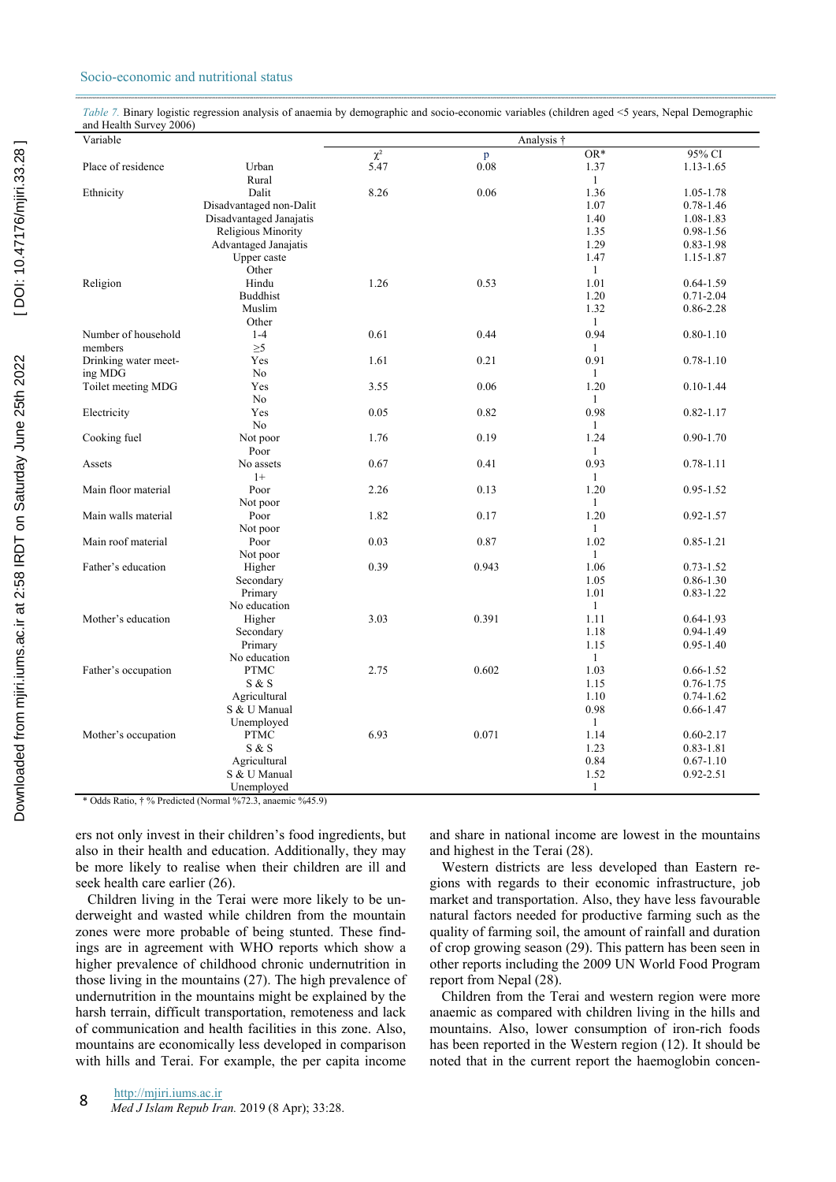*Table 7.* Binary logistic regression analysis of anaemia by demographic and socio-economic variables (children aged <5 years, Nepal Demographic and Health Survey 2006)

| Variable | | Analysis † | | | |
|---|---|---|---|---|---|
| | | $\chi^2$ | p | OR* | 95% CI |
| Place of residence | Urban | 5.47 | 0.08 | 1.37 | 1.13-1.65 |
| | Rural | | | 1 | |
| Ethnicity | Dalit | 8.26 | 0.06 | 1.36 | 1.05-1.78 |
| | Disadvantaged non-Dalit | | | 1.07 | 0.78-1.46 |
| | Disadvantaged Janajatis | | | 1.40 | 1.08-1.83 |
| | Religious Minority | | | 1.35 | 0.98-1.56 |
| | Advantaged Janajatis | | | 1.29 | 0.83-1.98 |
| | Upper caste | | | 1.47 | 1.15-1.87 |
| | Other | | | 1 | |
| Religion | Hindu | 1.26 | 0.53 | 1.01 | 0.64-1.59 |
| | Buddhist | | | 1.20 | 0.71-2.04 |
| | Muslim | | | 1.32 | 0.86-2.28 |
| | Other | | | 1 | |
| Number of household members | 1-4 | 0.61 | 0.44 | 0.94 | 0.80-1.10 |
| | ≥5 | | | 1 | |
| Drinking water meeting MDG | Yes | 1.61 | 0.21 | 0.91 | 0.78-1.10 |
| | No | | | 1 | |
| Toilet meeting MDG | Yes | 3.55 | 0.06 | 1.20 | 0.10-1.44 |
| | No | | | 1 | |
| Electricity | Yes | 0.05 | 0.82 | 0.98 | 0.82-1.17 |
| | No | | | 1 | |
| Cooking fuel | Not poor | 1.76 | 0.19 | 1.24 | 0.90-1.70 |
| | Poor | | | 1 | |
| Assets | No assets | 0.67 | 0.41 | 0.93 | 0.78-1.11 |
| | 1+ | | | 1 | |
| Main floor material | Poor | 2.26 | 0.13 | 1.20 | 0.95-1.52 |
| | Not poor | | | 1 | |
| Main walls material | Poor | 1.82 | 0.17 | 1.20 | 0.92-1.57 |
| | Not poor | | | 1 | |
| Main roof material | Poor | 0.03 | 0.87 | 1.02 | 0.85-1.21 |
| | Not poor | | | 1 | |
| Father's education | Higher | 0.39 | 0.943 | 1.06 | 0.73-1.52 |
| | Secondary | | | 1.05 | 0.86-1.30 |
| | Primary | | | 1.01 | 0.83-1.22 |
| | No education | | | 1 | |
| Mother's education | Higher | 3.03 | 0.391 | 1.11 | 0.64-1.93 |
| | Secondary | | | 1.18 | 0.94-1.49 |
| | Primary | | | 1.15 | 0.95-1.40 |
| | No education | | | 1 | |
| Father's occupation | PTMC | 2.75 | 0.602 | 1.03 | 0.66-1.52 |
| | S & S | | | 1.15 | 0.76-1.75 |
| | Agricultural | | | 1.10 | 0.74-1.62 |
| | S & U Manual | | | 0.98 | 0.66-1.47 |
| | Unemployed | | | 1 | |
| Mother's occupation | PTMC | 6.93 | 0.071 | 1.14 | 0.60-2.17 |
| | S & S | | | 1.23 | 0.83-1.81 |
| | Agricultural | | | 0.84 | 0.67-1.10 |
| | S & U Manual | | | 1.52 | 0.92-2.51 |
| | Unemployed | | | 1 | |

\* Odds Ratio, † % Predicted (Normal %72.3, anaemic %45.9)

ers not only invest in their children's food ingredients, but also in their health and education. Additionally, they may be more likely to realise when their children are ill and seek health care earlier (26).

Children living in the Terai were more likely to be underweight and wasted while children from the mountain zones were more probable of being stunted. These findings are in agreement with WHO reports which show a higher prevalence of childhood chronic undernutrition in those living in the mountains (27). The high prevalence of undernutrition in the mountains might be explained by the harsh terrain, difficult transportation, remoteness and lack of communication and health facilities in this zone. Also, mountains are economically less developed in comparison with hills and Terai. For example, the per capita income and share in national income are lowest in the mountains and highest in the Terai (28).

Western districts are less developed than Eastern regions with regards to their economic infrastructure, job market and transportation. Also, they have less favourable natural factors needed for productive farming such as the quality of farming soil, the amount of rainfall and duration of crop growing season (29). This pattern has been seen in other reports including the 2009 UN World Food Program report from Nepal (28).

Children from the Terai and western region were more anaemic as compared with children living in the hills and mountains. Also, lower consumption of iron-rich foods has been reported in the Western region (12). It should be noted that in the current report the haemoglobin concen-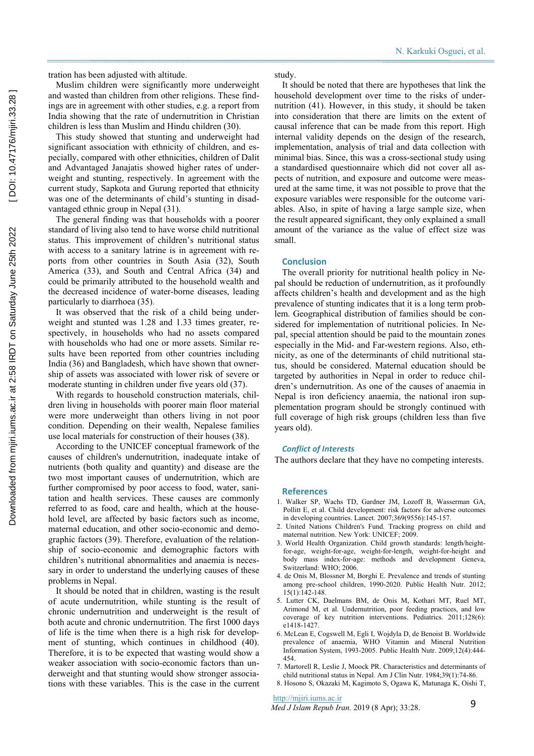tration has been adjusted with altitude.

Muslim children were significantly more underweight and wasted than children from other religions. These findings are in agreement with other studies, e.g. a report from India showing that the rate of undernutrition in Christian children is less than Muslim and Hindu children (30).

This study showed that stunting and underweight had significant association with ethnicity of children, and especially, compared with other ethnicities, children of Dalit and Advantaged Janajatis showed higher rates of underweight and stunting, respectively. In agreement with the current study, Sapkota and Gurung reported that ethnicity was one of the determinants of child's stunting in disadvantaged ethnic group in Nepal (31).

The general finding was that households with a poorer standard of living also tend to have worse child nutritional status. This improvement of children's nutritional status with access to a sanitary latrine is in agreement with reports from other countries in South Asia (32), South America (33), and South and Central Africa (34) and could be primarily attributed to the household wealth and the decreased incidence of water-borne diseases, leading particularly to diarrhoea (35).

It was observed that the risk of a child being underweight and stunted was 1.28 and 1.33 times greater, respectively, in households who had no assets compared with households who had one or more assets. Similar results have been reported from other countries including India (36) and Bangladesh, which have shown that ownership of assets was associated with lower risk of severe or moderate stunting in children under five years old (37).

With regards to household construction materials, children living in households with poorer main floor material were more underweight than others living in not poor condition. Depending on their wealth, Nepalese families use local materials for construction of their houses (38).

According to the UNICEF conceptual framework of the causes of children's undernutrition, inadequate intake of nutrients (both quality and quantity) and disease are the two most important causes of undernutrition, which are further compromised by poor access to food, water, sanitation and health services. These causes are commonly referred to as food, care and health, which at the household level, are affected by basic factors such as income, maternal education, and other socio-economic and demographic factors (39). Therefore, evaluation of the relationship of socio-economic and demographic factors with children's nutritional abnormalities and anaemia is necessary in order to understand the underlying causes of these problems in Nepal.

It should be noted that in children, wasting is the result of acute undernutrition, while stunting is the result of chronic undernutrition and underweight is the result of both acute and chronic undernutrition. The first 1000 days of life is the time when there is a high risk for development of stunting, which continues in childhood (40). Therefore, it is to be expected that wasting would show a weaker association with socio-economic factors than underweight and that stunting would show stronger associations with these variables. This is the case in the current study.

It should be noted that there are hypotheses that link the household development over time to the risks of undernutrition (41). However, in this study, it should be taken into consideration that there are limits on the extent of causal inference that can be made from this report. High internal validity depends on the design of the research, implementation, analysis of trial and data collection with minimal bias. Since, this was a cross-sectional study using a standardised questionnaire which did not cover all aspects of nutrition, and exposure and outcome were measured at the same time, it was not possible to prove that the exposure variables were responsible for the outcome variables. Also, in spite of having a large sample size, when the result appeared significant, they only explained a small amount of the variance as the value of effect size was small.

## Conclusion

The overall priority for nutritional health policy in Nepal should be reduction of undernutrition, as it profoundly affects children's health and development and as the high prevalence of stunting indicates that it is a long term problem. Geographical distribution of families should be considered for implementation of nutritional policies. In Nepal, special attention should be paid to the mountain zones especially in the Mid- and Far-western regions. Also, ethnicity, as one of the determinants of child nutritional status, should be considered. Maternal education should be targeted by authorities in Nepal in order to reduce children's undernutrition. As one of the causes of anaemia in Nepal is iron deficiency anaemia, the national iron supplementation program should be strongly continued with full coverage of high risk groups (children less than five years old).

### *Conflict of Interests*

The authors declare that they have no competing interests.

## References

1. Walker SP, Wachs TD, Gardner JM, Lozoff B, Wasserman GA, Pollitt E, et al. Child development: risk factors for adverse outcomes in developing countries. Lancet. 2007;369(9556):145-157.
2. United Nations Children's Fund. Tracking progress on child and maternal nutrition. New York: UNICEF; 2009.
3. World Health Organization. Child growth standards: length/height-for-age, weight-for-age, weight-for-length, weight-for-height and body mass index-for-age: methods and development Geneva, Switzerland: WHO; 2006.
4. de Onis M, Blossner M, Borghi E. Prevalence and trends of stunting among pre-school children, 1990-2020. Public Health Nutr. 2012; 15(1):142-148.
5. Lutter CK, Daelmans BM, de Onis M, Kothari MT, Ruel MT, Arimond M, et al. Undernutrition, poor feeding practices, and low coverage of key nutrition interventions. Pediatrics. 2011;128(6): e1418-1427.
6. McLean E, Cogswell M, Egli I, Wojdyla D, de Benoist B. Worldwide prevalence of anaemia, WHO Vitamin and Mineral Nutrition Information System, 1993-2005. Public Health Nutr. 2009;12(4):444-454.
7. Martorell R, Leslie J, Moock PR. Characteristics and determinants of child nutritional status in Nepal. Am J Clin Nutr. 1984;39(1):74-86.
8. Hosono S, Okazaki M, Kagimoto S, Ogawa K, Matunaga K, Oishi T,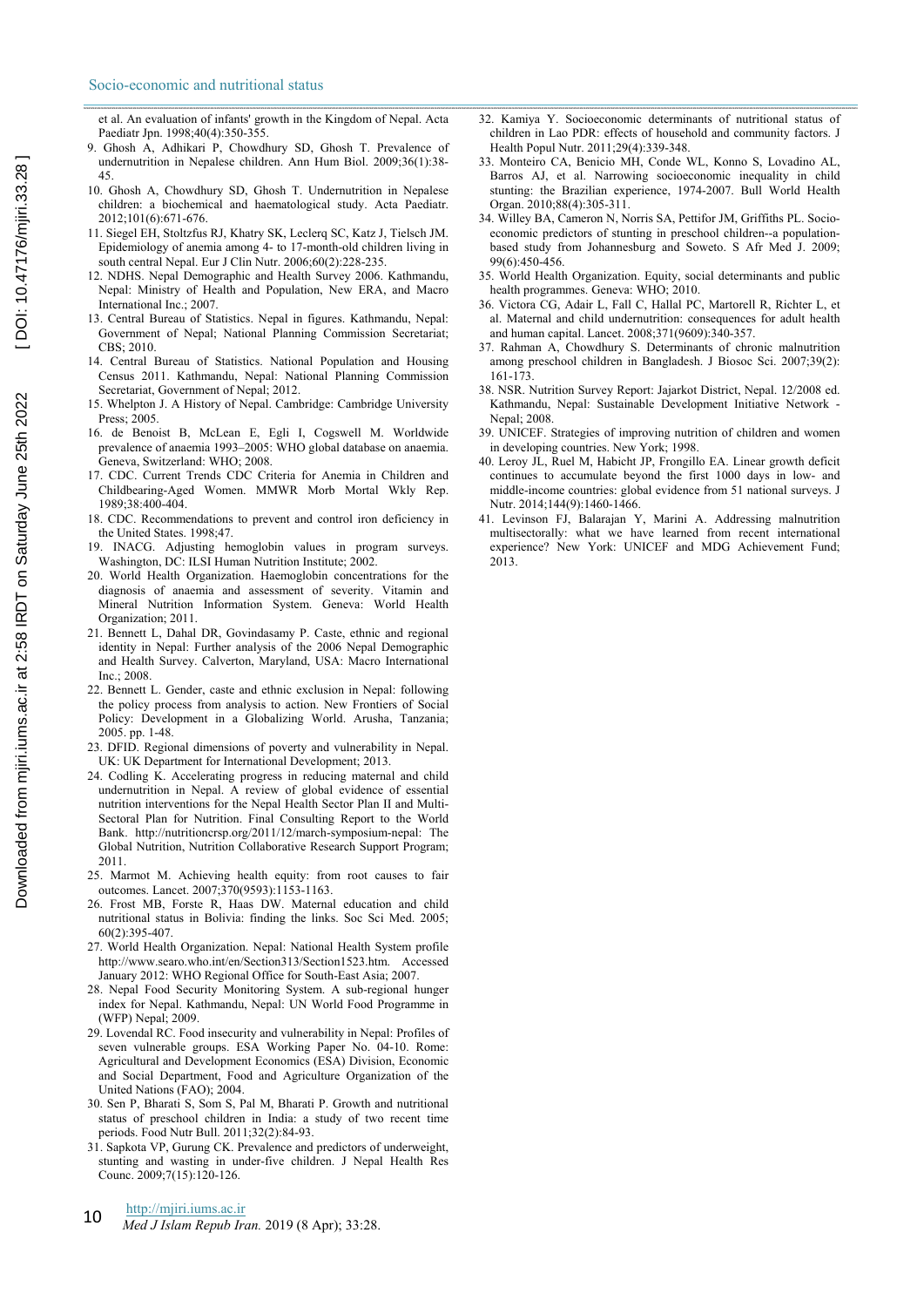et al. An evaluation of infants' growth in the Kingdom of Nepal. Acta Paediatr Jpn. 1998;40(4):350-355.

9. Ghosh A, Adhikari P, Chowdhury SD, Ghosh T. Prevalence of undernutrition in Nepalese children. Ann Hum Biol. 2009;36(1):38-45.
10. Ghosh A, Chowdhury SD, Ghosh T. Undernutrition in Nepalese children: a biochemical and haematological study. Acta Paediatr. 2012;101(6):671-676.
11. Siegel EH, Stoltzfus RJ, Khatry SK, Leclerq SC, Katz J, Tielsch JM. Epidemiology of anemia among 4- to 17-month-old children living in south central Nepal. Eur J Clin Nutr. 2006;60(2):228-235.
12. NDHS. Nepal Demographic and Health Survey 2006. Kathmandu, Nepal: Ministry of Health and Population, New ERA, and Macro International Inc.; 2007.
13. Central Bureau of Statistics. Nepal in figures. Kathmandu, Nepal: Government of Nepal; National Planning Commission Secretariat; CBS; 2010.
14. Central Bureau of Statistics. National Population and Housing Census 2011. Kathmandu, Nepal: National Planning Commission Secretariat, Government of Nepal; 2012.
15. Whelpton J. A History of Nepal. Cambridge: Cambridge University Press; 2005.
16. de Benoist B, McLean E, Egli I, Cogswell M. Worldwide prevalence of anaemia 1993–2005: WHO global database on anaemia. Geneva, Switzerland: WHO; 2008.
17. CDC. Current Trends CDC Criteria for Anemia in Children and Childbearing-Aged Women. MMWR Morb Mortal Wkly Rep. 1989;38:400-404.
18. CDC. Recommendations to prevent and control iron deficiency in the United States. 1998;47.
19. INACG. Adjusting hemoglobin values in program surveys. Washington, DC: ILSI Human Nutrition Institute; 2002.
20. World Health Organization. Haemoglobin concentrations for the diagnosis of anaemia and assessment of severity. Vitamin and Mineral Nutrition Information System. Geneva: World Health Organization; 2011.
21. Bennett L, Dahal DR, Govindasamy P. Caste, ethnic and regional identity in Nepal: Further analysis of the 2006 Nepal Demographic and Health Survey. Calverton, Maryland, USA: Macro International Inc.; 2008.
22. Bennett L. Gender, caste and ethnic exclusion in Nepal: following the policy process from analysis to action. New Frontiers of Social Policy: Development in a Globalizing World. Arusha, Tanzania; 2005. pp. 1-48.
23. DFID. Regional dimensions of poverty and vulnerability in Nepal. UK: UK Department for International Development; 2013.
24. Codling K. Accelerating progress in reducing maternal and child undernutrition in Nepal. A review of global evidence of essential nutrition interventions for the Nepal Health Sector Plan II and Multi-Sectoral Plan for Nutrition. Final Consulting Report to the World Bank. http://nutritioncrsp.org/2011/12/march-symposium-nepal: The Global Nutrition, Nutrition Collaborative Research Support Program; 2011.
25. Marmot M. Achieving health equity: from root causes to fair outcomes. Lancet. 2007;370(9593):1153-1163.
26. Frost MB, Forste R, Haas DW. Maternal education and child nutritional status in Bolivia: finding the links. Soc Sci Med. 2005; 60(2):395-407.
27. World Health Organization. Nepal: National Health System profile http://www.searo.who.int/en/Section313/Section1523.htm. Accessed January 2012: WHO Regional Office for South-East Asia; 2007.
28. Nepal Food Security Monitoring System. A sub-regional hunger index for Nepal. Kathmandu, Nepal: UN World Food Programme in (WFP) Nepal; 2009.
29. Lovendal RC. Food insecurity and vulnerability in Nepal: Profiles of seven vulnerable groups. ESA Working Paper No. 04-10. Rome: Agricultural and Development Economics (ESA) Division, Economic and Social Department, Food and Agriculture Organization of the United Nations (FAO); 2004.
30. Sen P, Bharati S, Som S, Pal M, Bharati P. Growth and nutritional status of preschool children in India: a study of two recent time periods. Food Nutr Bull. 2011;32(2):84-93.
31. Sapkota VP, Gurung CK. Prevalence and predictors of underweight, stunting and wasting in under-five children. J Nepal Health Res Counc. 2009;7(15):120-126.
32. Kamiya Y. Socioeconomic determinants of nutritional status of children in Lao PDR: effects of household and community factors. J Health Popul Nutr. 2011;29(4):339-348.
33. Monteiro CA, Benicio MH, Conde WL, Konno S, Lovadino AL, Barros AJ, et al. Narrowing socioeconomic inequality in child stunting: the Brazilian experience, 1974-2007. Bull World Health Organ. 2010;88(4):305-311.
34. Willey BA, Cameron N, Norris SA, Pettifor JM, Griffiths PL. Socio-economic predictors of stunting in preschool children--a population-based study from Johannesburg and Soweto. S Afr Med J. 2009; 99(6):450-456.
35. World Health Organization. Equity, social determinants and public health programmes. Geneva: WHO; 2010.
36. Victora CG, Adair L, Fall C, Hallal PC, Martorell R, Richter L, et al. Maternal and child undernutrition: consequences for adult health and human capital. Lancet. 2008;371(9609):340-357.
37. Rahman A, Chowdhury S. Determinants of chronic malnutrition among preschool children in Bangladesh. J Biosoc Sci. 2007;39(2): 161-173.
38. NSR. Nutrition Survey Report: Jajarkot District, Nepal. 12/2008 ed. Kathmandu, Nepal: Sustainable Development Initiative Network - Nepal; 2008.
39. UNICEF. Strategies of improving nutrition of children and women in developing countries. New York; 1998.
40. Leroy JL, Ruel M, Habicht JP, Frongillo EA. Linear growth deficit continues to accumulate beyond the first 1000 days in low- and middle-income countries: global evidence from 51 national surveys. J Nutr. 2014;144(9):1460-1466.
41. Levinson FJ, Balarajan Y, Marini A. Addressing malnutrition multisectorally: what we have learned from recent international experience? New York: UNICEF and MDG Achievement Fund; 2013.